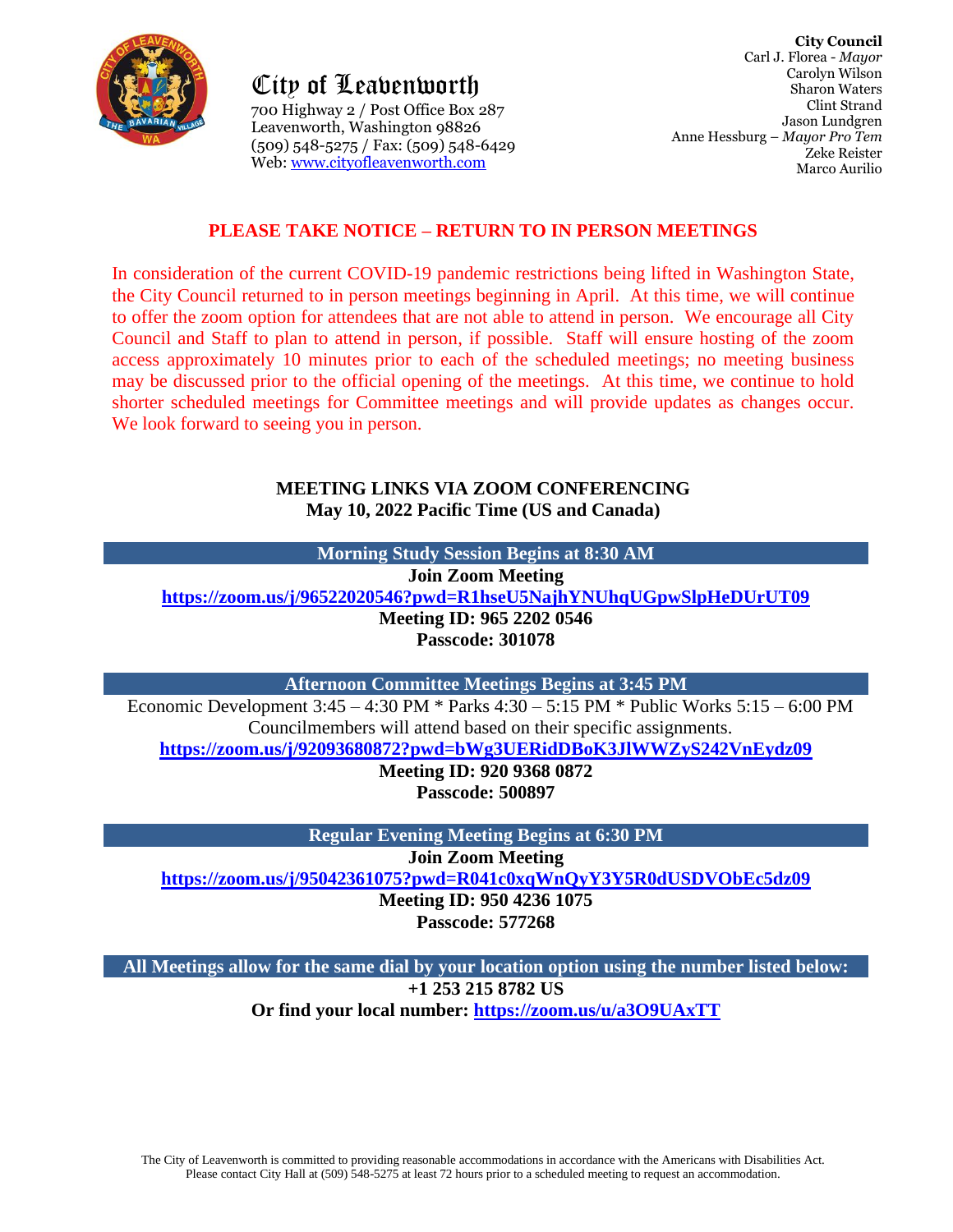# City of Leavenworth

700 Highway 2 / Post Office Box 287
Leavenworth, Washington 98826
(509) 548-5275 / Fax: (509) 548-6429
Web: www.cityofleavenworth.com

**City Council**
Carl J. Florea - *Mayor*
Carolyn Wilson
Sharon Waters
Clint Strand
Jason Lundgren
Anne Hessburg – *Mayor Pro Tem*
Zeke Reister
Marco Aurilio

## PLEASE TAKE NOTICE – RETURN TO IN PERSON MEETINGS

In consideration of the current COVID-19 pandemic restrictions being lifted in Washington State, the City Council returned to in person meetings beginning in April. At this time, we will continue to offer the zoom option for attendees that are not able to attend in person. We encourage all City Council and Staff to plan to attend in person, if possible. Staff will ensure hosting of the zoom access approximately 10 minutes prior to each of the scheduled meetings; no meeting business may be discussed prior to the official opening of the meetings. At this time, we continue to hold shorter scheduled meetings for Committee meetings and will provide updates as changes occur. We look forward to seeing you in person.

## MEETING LINKS VIA ZOOM CONFERENCING
**May 10, 2022 Pacific Time (US and Canada)**

### Morning Study Session Begins at 8:30 AM

**Join Zoom Meeting**
**https://zoom.us/j/96522020546?pwd=R1hseU5NajhYNUhqUGpwSlpHeDUrUT09**
**Meeting ID: 965 2202 0546**
**Passcode: 301078**

### Afternoon Committee Meetings Begins at 3:45 PM

Economic Development 3:45 – 4:30 PM * Parks 4:30 – 5:15 PM * Public Works 5:15 – 6:00 PM
Councilmembers will attend based on their specific assignments.
**https://zoom.us/j/92093680872?pwd=bWg3UERidDBoK3JlWWZyS242VnEydz09**
**Meeting ID: 920 9368 0872**
**Passcode: 500897**

### Regular Evening Meeting Begins at 6:30 PM

**Join Zoom Meeting**
**https://zoom.us/j/95042361075?pwd=R041c0xqWnQyY3Y5R0dUSDVObEc5dz09**
**Meeting ID: 950 4236 1075**
**Passcode: 577268**

### All Meetings allow for the same dial by your location option using the number listed below:

**+1 253 215 8782 US**
**Or find your local number: https://zoom.us/u/a3O9UAxTT**

The City of Leavenworth is committed to providing reasonable accommodations in accordance with the Americans with Disabilities Act. Please contact City Hall at (509) 548-5275 at least 72 hours prior to a scheduled meeting to request an accommodation.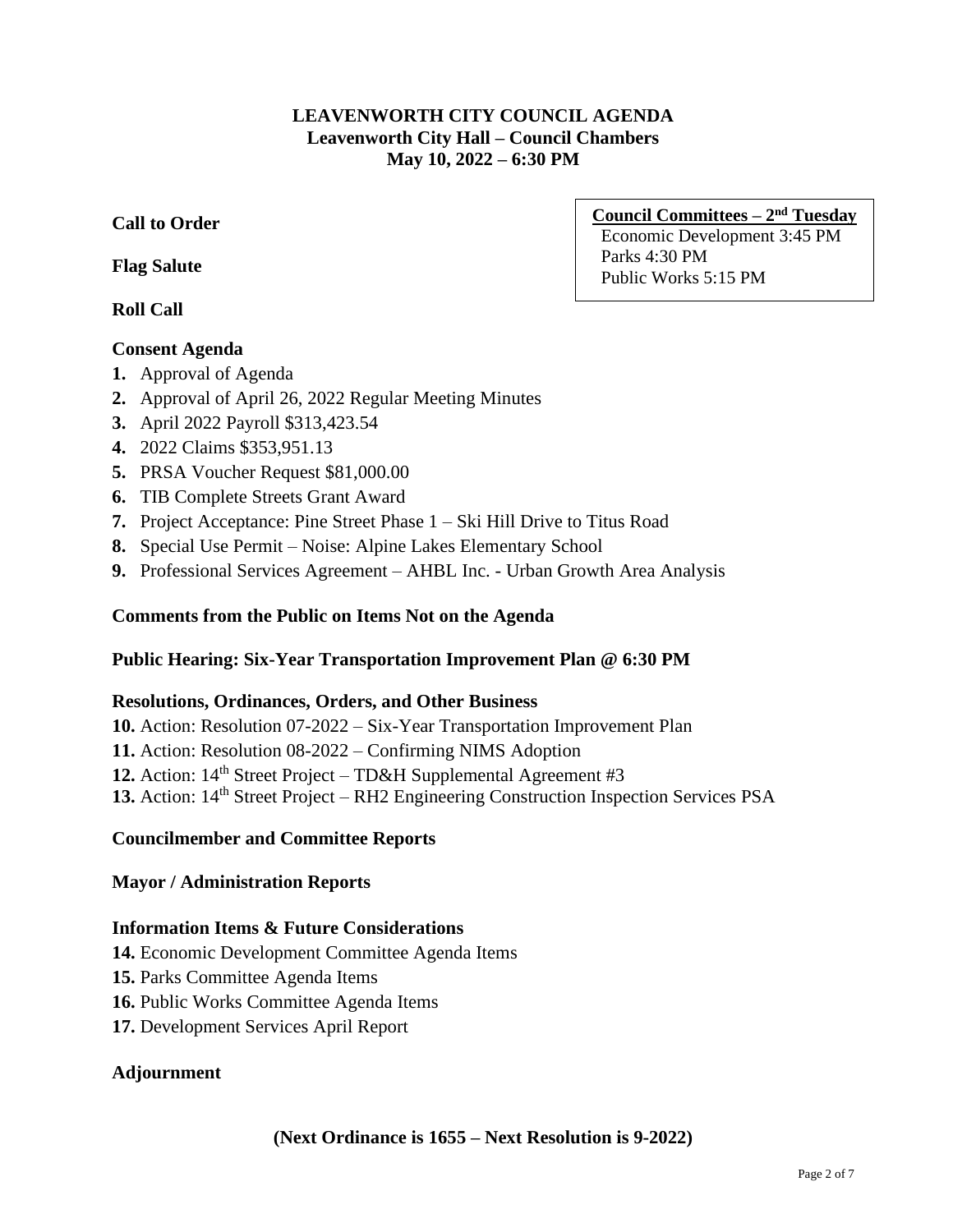# LEAVENWORTH CITY COUNCIL AGENDA

**Leavenworth City Hall – Council Chambers**
**May 10, 2022 – 6:30 PM**

**Council Committees – 2nd Tuesday**
Economic Development 3:45 PM
Parks 4:30 PM
Public Works 5:15 PM

**Call to Order**

**Flag Salute**

**Roll Call**

**Consent Agenda**

1. Approval of Agenda
2. Approval of April 26, 2022 Regular Meeting Minutes
3. April 2022 Payroll $313,423.54
4. 2022 Claims $353,951.13
5. PRSA Voucher Request $81,000.00
6. TIB Complete Streets Grant Award
7. Project Acceptance: Pine Street Phase 1 – Ski Hill Drive to Titus Road
8. Special Use Permit – Noise: Alpine Lakes Elementary School
9. Professional Services Agreement – AHBL Inc. - Urban Growth Area Analysis

**Comments from the Public on Items Not on the Agenda**

**Public Hearing: Six-Year Transportation Improvement Plan @ 6:30 PM**

**Resolutions, Ordinances, Orders, and Other Business**

10. Action: Resolution 07-2022 – Six-Year Transportation Improvement Plan
11. Action: Resolution 08-2022 – Confirming NIMS Adoption
12. Action: 14th Street Project – TD&H Supplemental Agreement #3
13. Action: 14th Street Project – RH2 Engineering Construction Inspection Services PSA

**Councilmember and Committee Reports**

**Mayor / Administration Reports**

**Information Items & Future Considerations**

14. Economic Development Committee Agenda Items
15. Parks Committee Agenda Items
16. Public Works Committee Agenda Items
17. Development Services April Report

**Adjournment**

**(Next Ordinance is 1655 – Next Resolution is 9-2022)**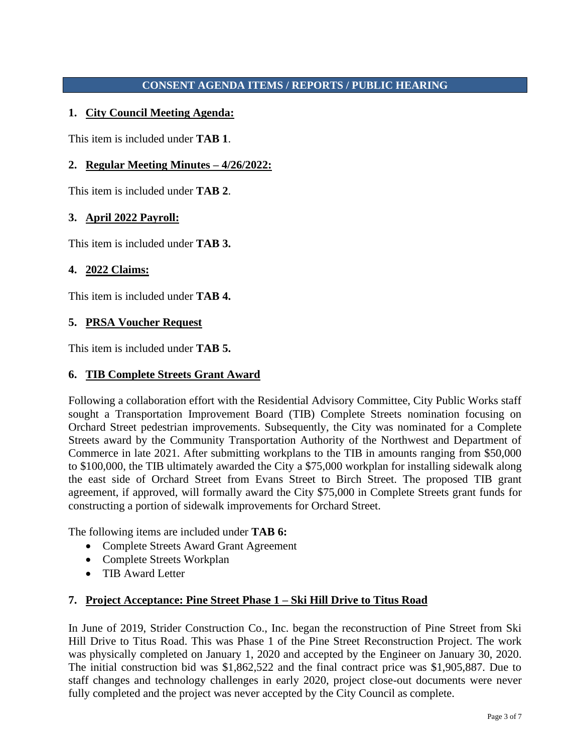## CONSENT AGENDA ITEMS / REPORTS / PUBLIC HEARING

**1. City Council Meeting Agenda:**

This item is included under **TAB 1**.

**2. Regular Meeting Minutes – 4/26/2022:**

This item is included under **TAB 2**.

**3. April 2022 Payroll:**

This item is included under **TAB 3.**

**4. 2022 Claims:**

This item is included under **TAB 4.**

**5. PRSA Voucher Request**

This item is included under **TAB 5.**

**6. TIB Complete Streets Grant Award**

Following a collaboration effort with the Residential Advisory Committee, City Public Works staff sought a Transportation Improvement Board (TIB) Complete Streets nomination focusing on Orchard Street pedestrian improvements. Subsequently, the City was nominated for a Complete Streets award by the Community Transportation Authority of the Northwest and Department of Commerce in late 2021. After submitting workplans to the TIB in amounts ranging from $50,000 to $100,000, the TIB ultimately awarded the City a $75,000 workplan for installing sidewalk along the east side of Orchard Street from Evans Street to Birch Street. The proposed TIB grant agreement, if approved, will formally award the City $75,000 in Complete Streets grant funds for constructing a portion of sidewalk improvements for Orchard Street.

The following items are included under **TAB 6:**

- Complete Streets Award Grant Agreement
- Complete Streets Workplan
- TIB Award Letter

**7. Project Acceptance: Pine Street Phase 1 – Ski Hill Drive to Titus Road**

In June of 2019, Strider Construction Co., Inc. began the reconstruction of Pine Street from Ski Hill Drive to Titus Road. This was Phase 1 of the Pine Street Reconstruction Project. The work was physically completed on January 1, 2020 and accepted by the Engineer on January 30, 2020. The initial construction bid was $1,862,522 and the final contract price was $1,905,887. Due to staff changes and technology challenges in early 2020, project close-out documents were never fully completed and the project was never accepted by the City Council as complete.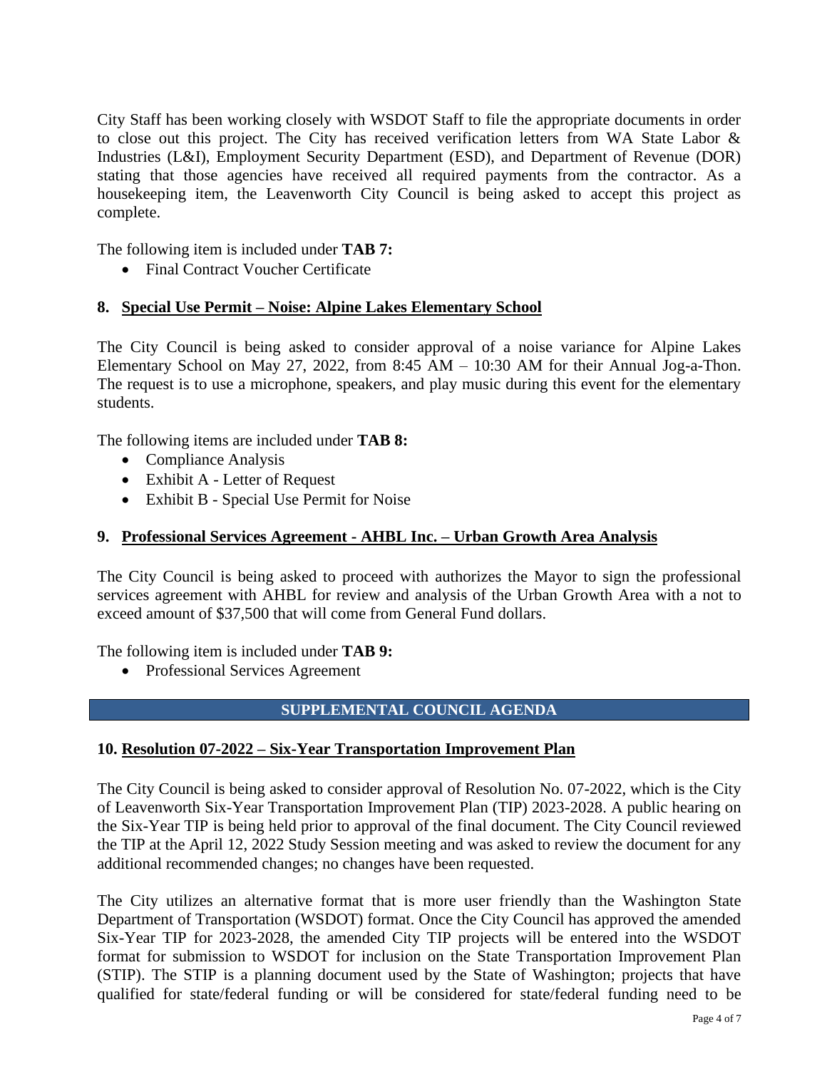City Staff has been working closely with WSDOT Staff to file the appropriate documents in order to close out this project. The City has received verification letters from WA State Labor & Industries (L&I), Employment Security Department (ESD), and Department of Revenue (DOR) stating that those agencies have received all required payments from the contractor. As a housekeeping item, the Leavenworth City Council is being asked to accept this project as complete.

The following item is included under **TAB 7:**

- Final Contract Voucher Certificate

### 8. Special Use Permit – Noise: Alpine Lakes Elementary School

The City Council is being asked to consider approval of a noise variance for Alpine Lakes Elementary School on May 27, 2022, from 8:45 AM – 10:30 AM for their Annual Jog-a-Thon. The request is to use a microphone, speakers, and play music during this event for the elementary students.

The following items are included under **TAB 8:**

- Compliance Analysis
- Exhibit A - Letter of Request
- Exhibit B - Special Use Permit for Noise

### 9. Professional Services Agreement - AHBL Inc. – Urban Growth Area Analysis

The City Council is being asked to proceed with authorizes the Mayor to sign the professional services agreement with AHBL for review and analysis of the Urban Growth Area with a not to exceed amount of $37,500 that will come from General Fund dollars.

The following item is included under **TAB 9:**

- Professional Services Agreement

## SUPPLEMENTAL COUNCIL AGENDA

### 10. Resolution 07-2022 – Six-Year Transportation Improvement Plan

The City Council is being asked to consider approval of Resolution No. 07-2022, which is the City of Leavenworth Six-Year Transportation Improvement Plan (TIP) 2023-2028. A public hearing on the Six-Year TIP is being held prior to approval of the final document. The City Council reviewed the TIP at the April 12, 2022 Study Session meeting and was asked to review the document for any additional recommended changes; no changes have been requested.

The City utilizes an alternative format that is more user friendly than the Washington State Department of Transportation (WSDOT) format. Once the City Council has approved the amended Six-Year TIP for 2023-2028, the amended City TIP projects will be entered into the WSDOT format for submission to WSDOT for inclusion on the State Transportation Improvement Plan (STIP). The STIP is a planning document used by the State of Washington; projects that have qualified for state/federal funding or will be considered for state/federal funding need to be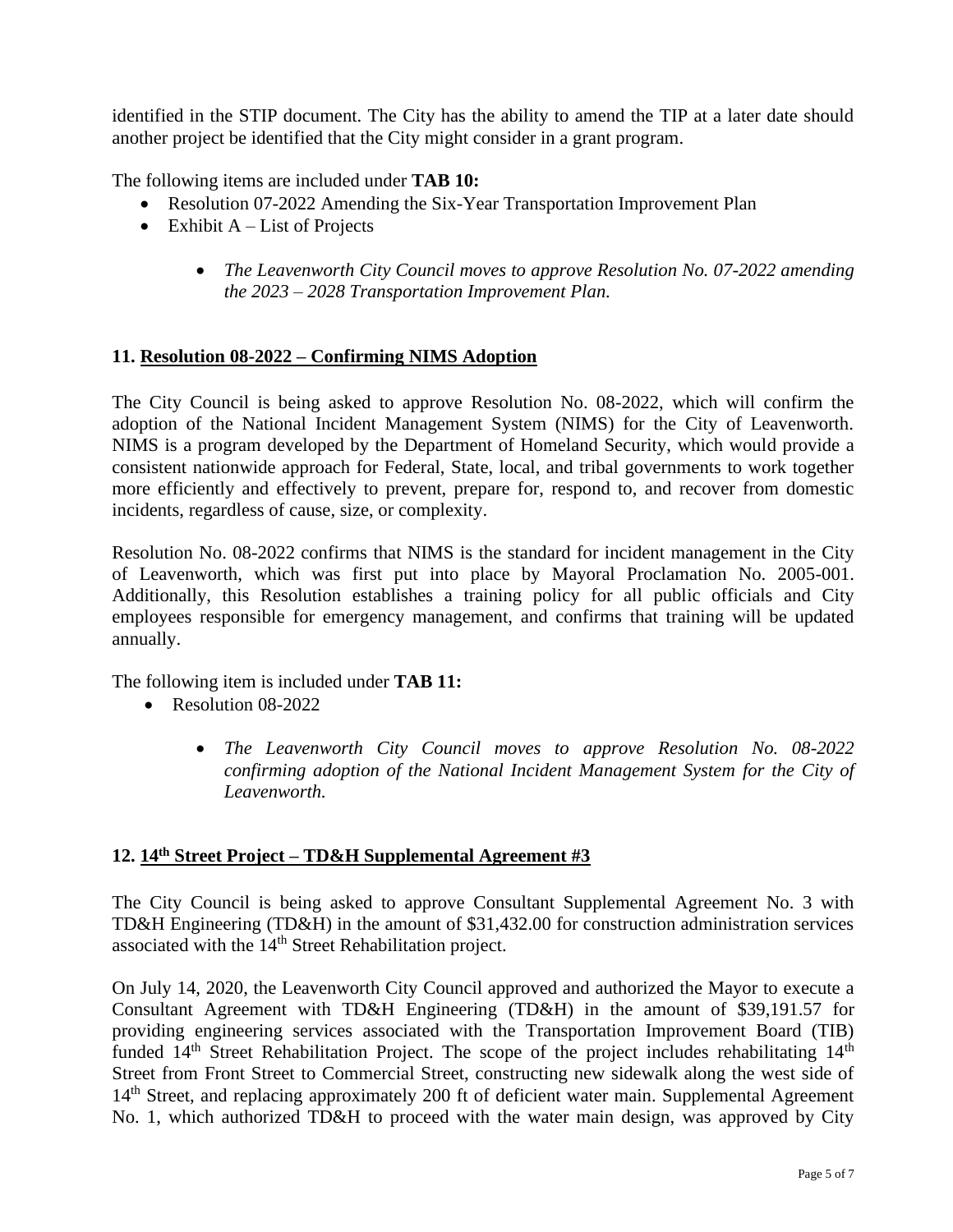identified in the STIP document. The City has the ability to amend the TIP at a later date should another project be identified that the City might consider in a grant program.

The following items are included under **TAB 10:**

- Resolution 07-2022 Amending the Six-Year Transportation Improvement Plan
- Exhibit A – List of Projects

  - *The Leavenworth City Council moves to approve Resolution No. 07-2022 amending the 2023 – 2028 Transportation Improvement Plan.*

## 11. Resolution 08-2022 – Confirming NIMS Adoption

The City Council is being asked to approve Resolution No. 08-2022, which will confirm the adoption of the National Incident Management System (NIMS) for the City of Leavenworth. NIMS is a program developed by the Department of Homeland Security, which would provide a consistent nationwide approach for Federal, State, local, and tribal governments to work together more efficiently and effectively to prevent, prepare for, respond to, and recover from domestic incidents, regardless of cause, size, or complexity.

Resolution No. 08-2022 confirms that NIMS is the standard for incident management in the City of Leavenworth, which was first put into place by Mayoral Proclamation No. 2005-001. Additionally, this Resolution establishes a training policy for all public officials and City employees responsible for emergency management, and confirms that training will be updated annually.

The following item is included under **TAB 11:**

- Resolution 08-2022

  - *The Leavenworth City Council moves to approve Resolution No. 08-2022 confirming adoption of the National Incident Management System for the City of Leavenworth.*

## 12. 14th Street Project – TD&H Supplemental Agreement #3

The City Council is being asked to approve Consultant Supplemental Agreement No. 3 with TD&H Engineering (TD&H) in the amount of $31,432.00 for construction administration services associated with the 14th Street Rehabilitation project.

On July 14, 2020, the Leavenworth City Council approved and authorized the Mayor to execute a Consultant Agreement with TD&H Engineering (TD&H) in the amount of $39,191.57 for providing engineering services associated with the Transportation Improvement Board (TIB) funded 14th Street Rehabilitation Project. The scope of the project includes rehabilitating 14th Street from Front Street to Commercial Street, constructing new sidewalk along the west side of 14th Street, and replacing approximately 200 ft of deficient water main. Supplemental Agreement No. 1, which authorized TD&H to proceed with the water main design, was approved by City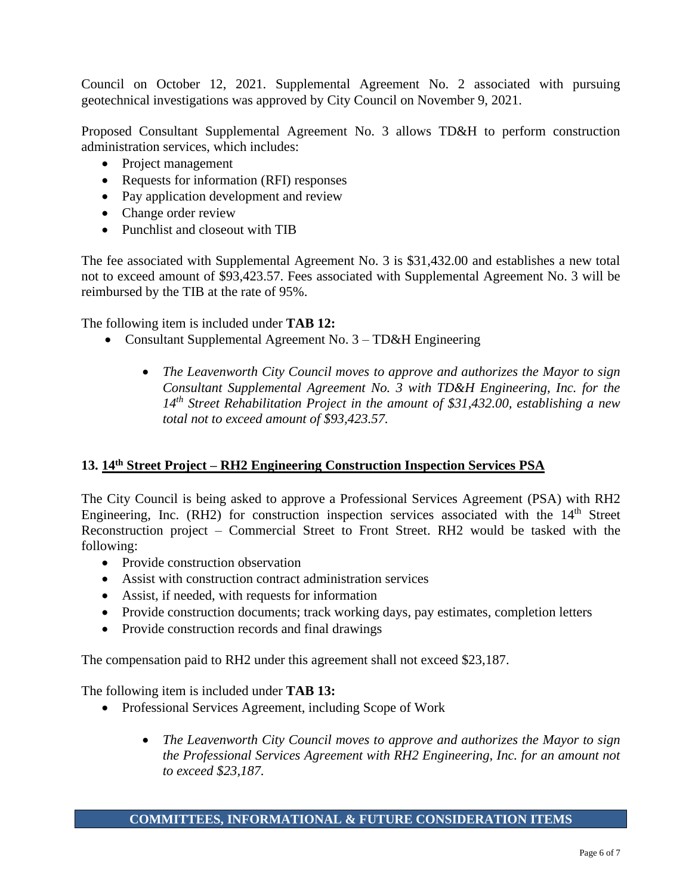Council on October 12, 2021. Supplemental Agreement No. 2 associated with pursuing geotechnical investigations was approved by City Council on November 9, 2021.

Proposed Consultant Supplemental Agreement No. 3 allows TD&H to perform construction administration services, which includes:

- Project management
- Requests for information (RFI) responses
- Pay application development and review
- Change order review
- Punchlist and closeout with TIB

The fee associated with Supplemental Agreement No. 3 is $31,432.00 and establishes a new total not to exceed amount of $93,423.57. Fees associated with Supplemental Agreement No. 3 will be reimbursed by the TIB at the rate of 95%.

The following item is included under **TAB 12:**

- Consultant Supplemental Agreement No. 3 – TD&H Engineering
    - *The Leavenworth City Council moves to approve and authorizes the Mayor to sign Consultant Supplemental Agreement No. 3 with TD&H Engineering, Inc. for the 14th Street Rehabilitation Project in the amount of $31,432.00, establishing a new total not to exceed amount of $93,423.57.*

## 13. 14th Street Project – RH2 Engineering Construction Inspection Services PSA

The City Council is being asked to approve a Professional Services Agreement (PSA) with RH2 Engineering, Inc. (RH2) for construction inspection services associated with the 14th Street Reconstruction project – Commercial Street to Front Street. RH2 would be tasked with the following:

- Provide construction observation
- Assist with construction contract administration services
- Assist, if needed, with requests for information
- Provide construction documents; track working days, pay estimates, completion letters
- Provide construction records and final drawings

The compensation paid to RH2 under this agreement shall not exceed $23,187.

The following item is included under **TAB 13:**

- Professional Services Agreement, including Scope of Work
    - *The Leavenworth City Council moves to approve and authorizes the Mayor to sign the Professional Services Agreement with RH2 Engineering, Inc. for an amount not to exceed $23,187.*

## COMMITTEES, INFORMATIONAL & FUTURE CONSIDERATION ITEMS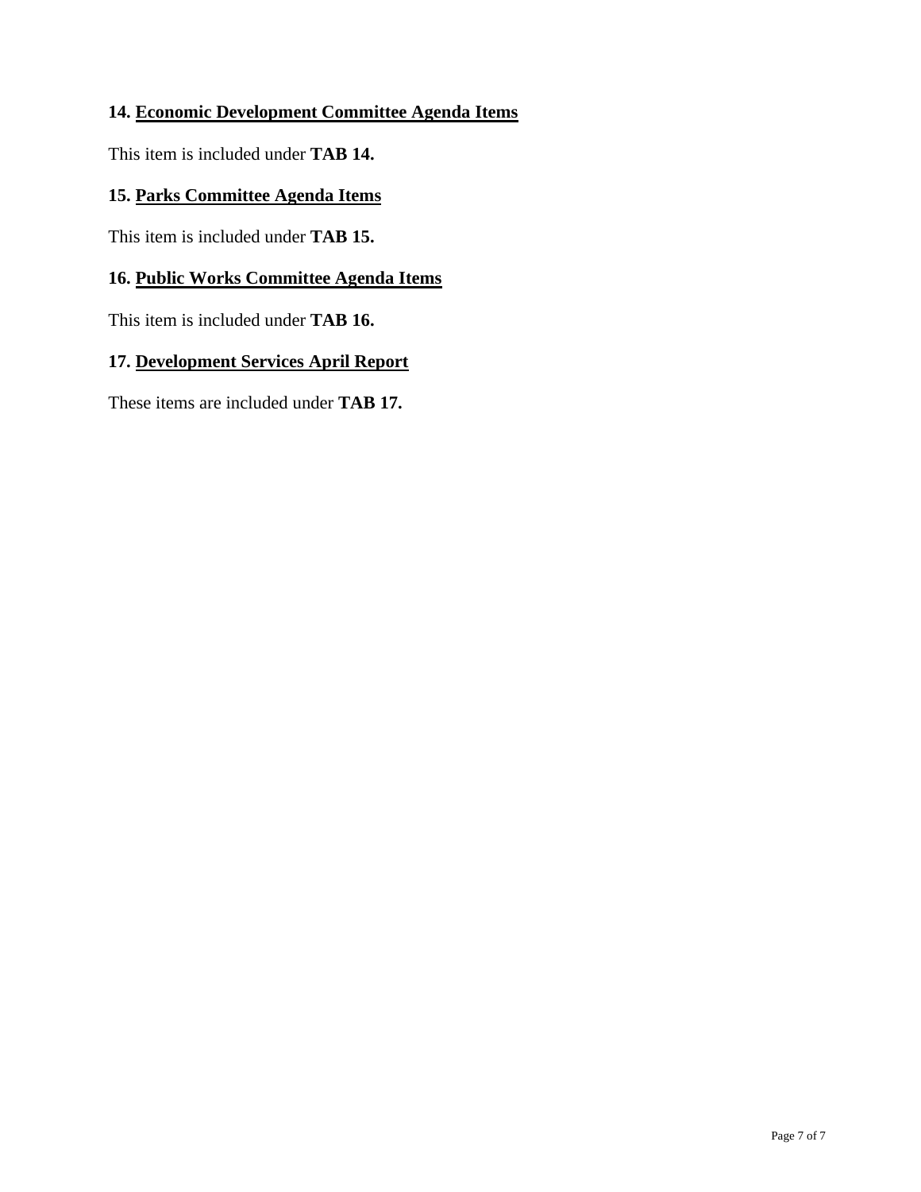**14. Economic Development Committee Agenda Items**

This item is included under **TAB 14.**

**15. Parks Committee Agenda Items**

This item is included under **TAB 15.**

**16. Public Works Committee Agenda Items**

This item is included under **TAB 16.**

**17. Development Services April Report**

These items are included under **TAB 17.**